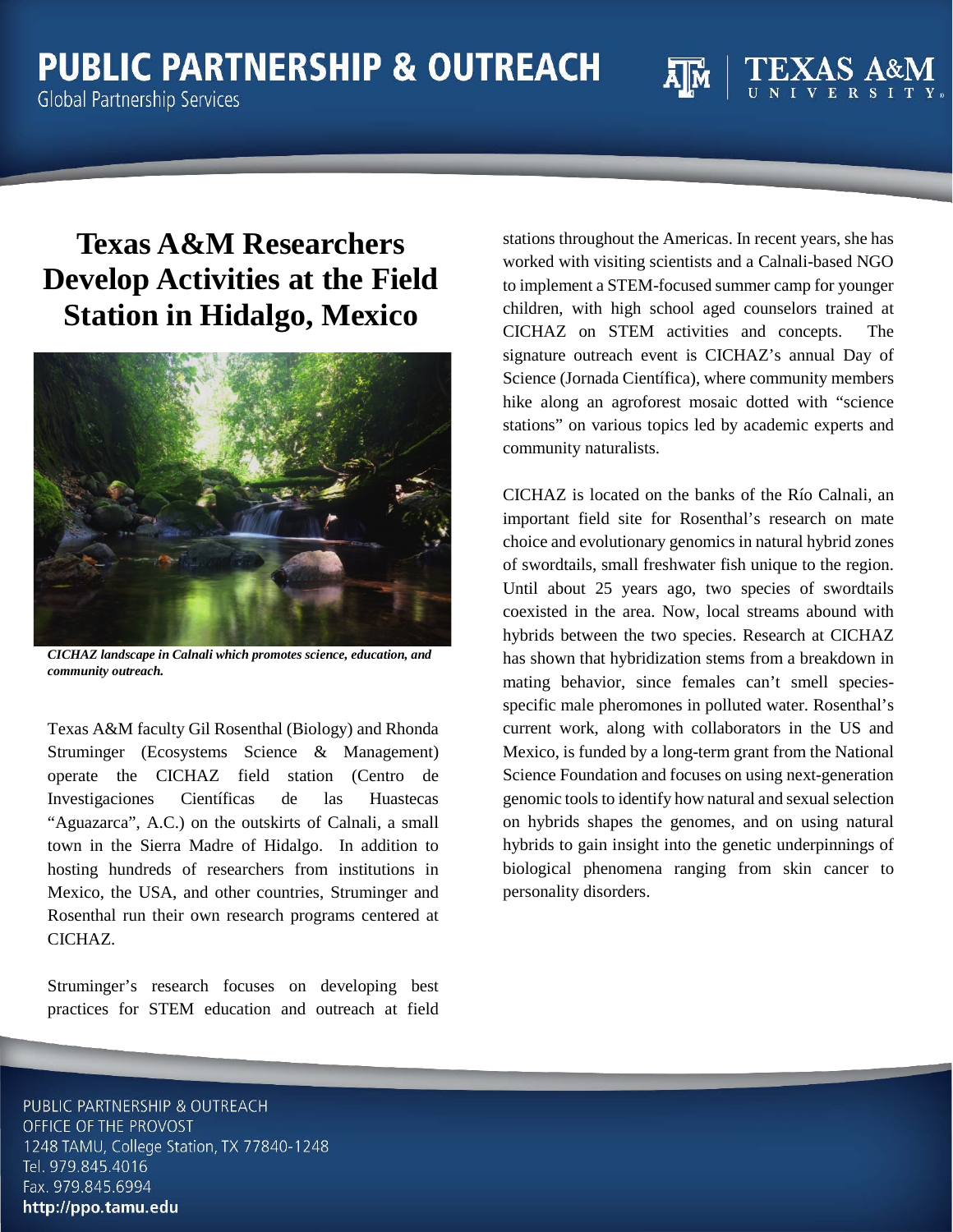# Texas A&M Researchers Develop Activities at the Field Station in Hidalgo, Mexico

*CICHAZ landscape in Calnali which promotes science, education, and community outreach.*

Texas A&M faculty Gil Rosenthal (Biology) and Rhonda Struminger (Ecosystems Science & Management) operate the CICHAZ field station (Centro de Investigaciones Científicas de las Huastecas "Aguazarca", A.C.) on the outskirts of Calnali, a small town in the Sierra Madre of Hidalgo. In addition to hosting hundreds of researchers from institutions in Mexico, the USA, and other countries, Struminger and Rosenthal run their own research programs centered at CICHAZ.

Struminger's research focuses on developing best practices for STEM education and outreach at field stations throughout the Americas. In recent years, she has worked with visiting scientists and a Calnali-based NGO to implement a STEM-focused summer camp for younger children, with high school aged counselors trained at CICHAZ on STEM activities and concepts. The signature outreach event is CICHAZ's annual Day of Science (Jornada Científica), where community members hike along an agroforest mosaic dotted with "science stations" on various topics led by academic experts and community naturalists.

CICHAZ is located on the banks of the Río Calnali, an important field site for Rosenthal's research on mate choice and evolutionary genomics in natural hybrid zones of swordtails, small freshwater fish unique to the region. Until about 25 years ago, two species of swordtails coexisted in the area. Now, local streams abound with hybrids between the two species. Research at CICHAZ has shown that hybridization stems from a breakdown in mating behavior, since females can't smell species-specific male pheromones in polluted water. Rosenthal's current work, along with collaborators in the US and Mexico, is funded by a long-term grant from the National Science Foundation and focuses on using next-generation genomic tools to identify how natural and sexual selection on hybrids shapes the genomes, and on using natural hybrids to gain insight into the genetic underpinnings of biological phenomena ranging from skin cancer to personality disorders.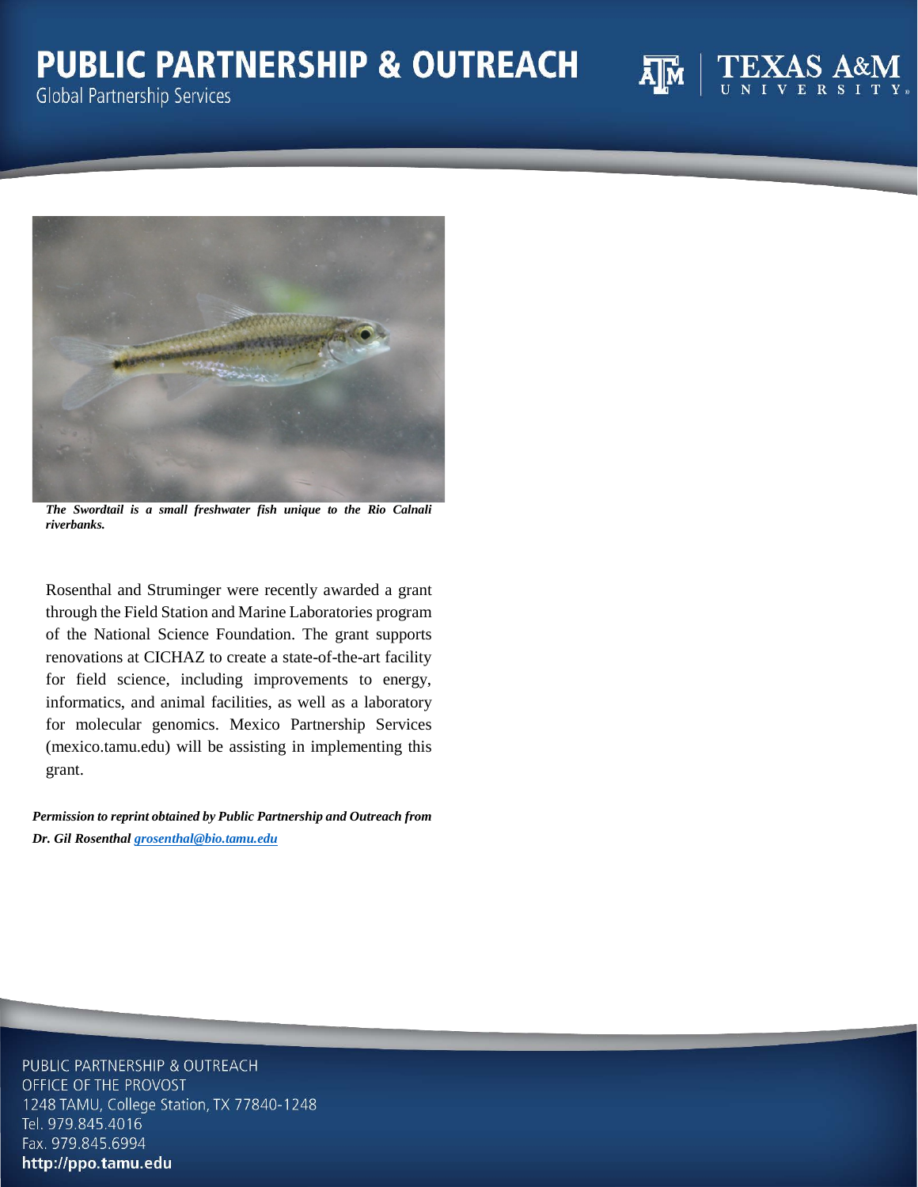***The Swordtail is a small freshwater fish unique to the Rio Calnali riverbanks.***

Rosenthal and Struminger were recently awarded a grant through the Field Station and Marine Laboratories program of the National Science Foundation. The grant supports renovations at CICHAZ to create a state-of-the-art facility for field science, including improvements to energy, informatics, and animal facilities, as well as a laboratory for molecular genomics. Mexico Partnership Services (mexico.tamu.edu) will be assisting in implementing this grant.

***Permission to reprint obtained by Public Partnership and Outreach from Dr. Gil Rosenthal [grosenthal@bio.tamu.edu](mailto:grosenthal@bio.tamu.edu)***